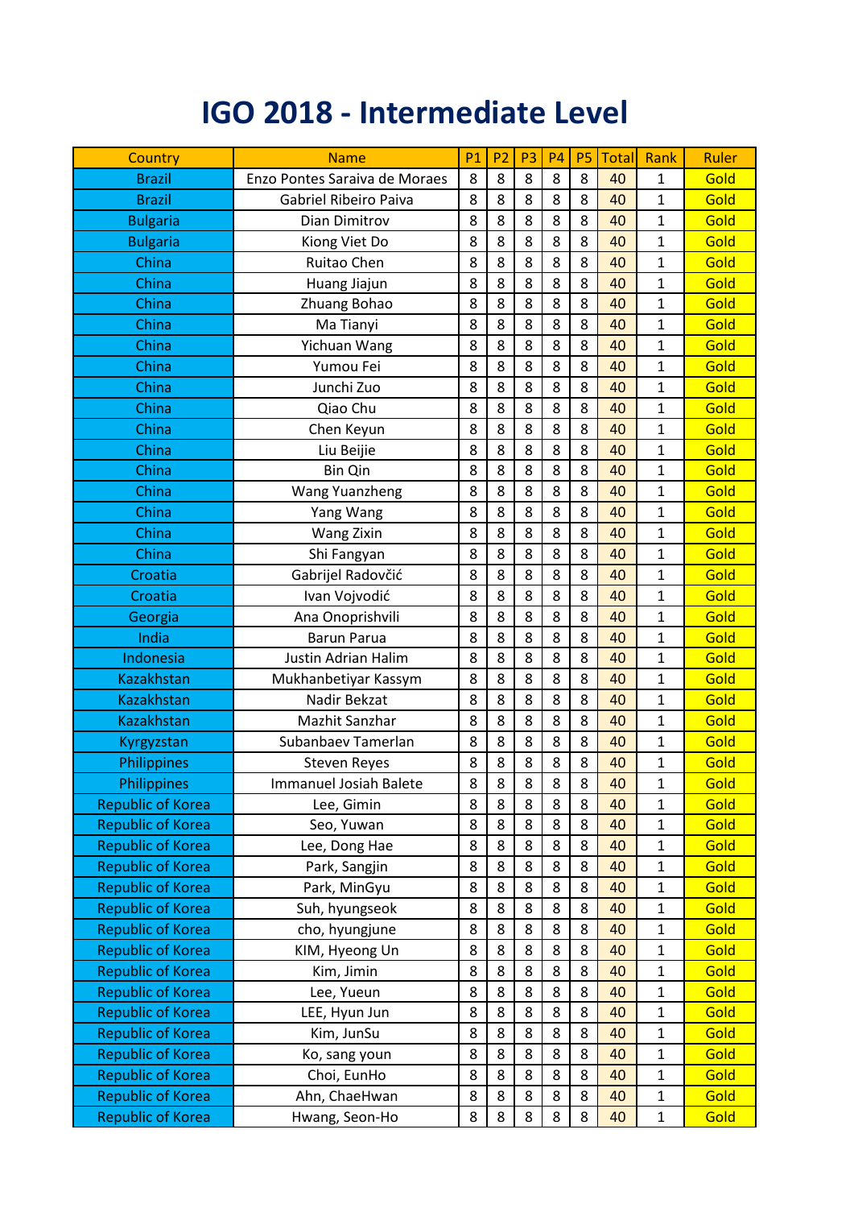# IGO 2018 - Intermediate Level

| Country | Name | P1 | P2 | P3 | P4 | P5 | Total | Rank | Ruler |
|---|---|---|---|---|---|---|---|---|---|
| Brazil | Enzo Pontes Saraiva de Moraes | 8 | 8 | 8 | 8 | 8 | 40 | 1 | Gold |
| Brazil | Gabriel Ribeiro Paiva | 8 | 8 | 8 | 8 | 8 | 40 | 1 | Gold |
| Bulgaria | Dian Dimitrov | 8 | 8 | 8 | 8 | 8 | 40 | 1 | Gold |
| Bulgaria | Kiong Viet Do | 8 | 8 | 8 | 8 | 8 | 40 | 1 | Gold |
| China | Ruitao Chen | 8 | 8 | 8 | 8 | 8 | 40 | 1 | Gold |
| China | Huang Jiajun | 8 | 8 | 8 | 8 | 8 | 40 | 1 | Gold |
| China | Zhuang Bohao | 8 | 8 | 8 | 8 | 8 | 40 | 1 | Gold |
| China | Ma Tianyi | 8 | 8 | 8 | 8 | 8 | 40 | 1 | Gold |
| China | Yichuan Wang | 8 | 8 | 8 | 8 | 8 | 40 | 1 | Gold |
| China | Yumou Fei | 8 | 8 | 8 | 8 | 8 | 40 | 1 | Gold |
| China | Junchi Zuo | 8 | 8 | 8 | 8 | 8 | 40 | 1 | Gold |
| China | Qiao Chu | 8 | 8 | 8 | 8 | 8 | 40 | 1 | Gold |
| China | Chen Keyun | 8 | 8 | 8 | 8 | 8 | 40 | 1 | Gold |
| China | Liu Beijie | 8 | 8 | 8 | 8 | 8 | 40 | 1 | Gold |
| China | Bin Qin | 8 | 8 | 8 | 8 | 8 | 40 | 1 | Gold |
| China | Wang Yuanzheng | 8 | 8 | 8 | 8 | 8 | 40 | 1 | Gold |
| China | Yang Wang | 8 | 8 | 8 | 8 | 8 | 40 | 1 | Gold |
| China | Wang Zixin | 8 | 8 | 8 | 8 | 8 | 40 | 1 | Gold |
| China | Shi Fangyan | 8 | 8 | 8 | 8 | 8 | 40 | 1 | Gold |
| Croatia | Gabrijel Radovčić | 8 | 8 | 8 | 8 | 8 | 40 | 1 | Gold |
| Croatia | Ivan Vojvodić | 8 | 8 | 8 | 8 | 8 | 40 | 1 | Gold |
| Georgia | Ana Onoprishvili | 8 | 8 | 8 | 8 | 8 | 40 | 1 | Gold |
| India | Barun Parua | 8 | 8 | 8 | 8 | 8 | 40 | 1 | Gold |
| Indonesia | Justin Adrian Halim | 8 | 8 | 8 | 8 | 8 | 40 | 1 | Gold |
| Kazakhstan | Mukhanbetiyar Kassym | 8 | 8 | 8 | 8 | 8 | 40 | 1 | Gold |
| Kazakhstan | Nadir Bekzat | 8 | 8 | 8 | 8 | 8 | 40 | 1 | Gold |
| Kazakhstan | Mazhit Sanzhar | 8 | 8 | 8 | 8 | 8 | 40 | 1 | Gold |
| Kyrgyzstan | Subanbaev Tamerlan | 8 | 8 | 8 | 8 | 8 | 40 | 1 | Gold |
| Philippines | Steven Reyes | 8 | 8 | 8 | 8 | 8 | 40 | 1 | Gold |
| Philippines | Immanuel Josiah Balete | 8 | 8 | 8 | 8 | 8 | 40 | 1 | Gold |
| Republic of Korea | Lee, Gimin | 8 | 8 | 8 | 8 | 8 | 40 | 1 | Gold |
| Republic of Korea | Seo, Yuwan | 8 | 8 | 8 | 8 | 8 | 40 | 1 | Gold |
| Republic of Korea | Lee, Dong Hae | 8 | 8 | 8 | 8 | 8 | 40 | 1 | Gold |
| Republic of Korea | Park, Sangjin | 8 | 8 | 8 | 8 | 8 | 40 | 1 | Gold |
| Republic of Korea | Park, MinGyu | 8 | 8 | 8 | 8 | 8 | 40 | 1 | Gold |
| Republic of Korea | Suh, hyungseok | 8 | 8 | 8 | 8 | 8 | 40 | 1 | Gold |
| Republic of Korea | cho, hyungjune | 8 | 8 | 8 | 8 | 8 | 40 | 1 | Gold |
| Republic of Korea | KIM, Hyeong Un | 8 | 8 | 8 | 8 | 8 | 40 | 1 | Gold |
| Republic of Korea | Kim, Jimin | 8 | 8 | 8 | 8 | 8 | 40 | 1 | Gold |
| Republic of Korea | Lee, Yueun | 8 | 8 | 8 | 8 | 8 | 40 | 1 | Gold |
| Republic of Korea | LEE, Hyun Jun | 8 | 8 | 8 | 8 | 8 | 40 | 1 | Gold |
| Republic of Korea | Kim, JunSu | 8 | 8 | 8 | 8 | 8 | 40 | 1 | Gold |
| Republic of Korea | Ko, sang youn | 8 | 8 | 8 | 8 | 8 | 40 | 1 | Gold |
| Republic of Korea | Choi, EunHo | 8 | 8 | 8 | 8 | 8 | 40 | 1 | Gold |
| Republic of Korea | Ahn, ChaeHwan | 8 | 8 | 8 | 8 | 8 | 40 | 1 | Gold |
| Republic of Korea | Hwang, Seon-Ho | 8 | 8 | 8 | 8 | 8 | 40 | 1 | Gold |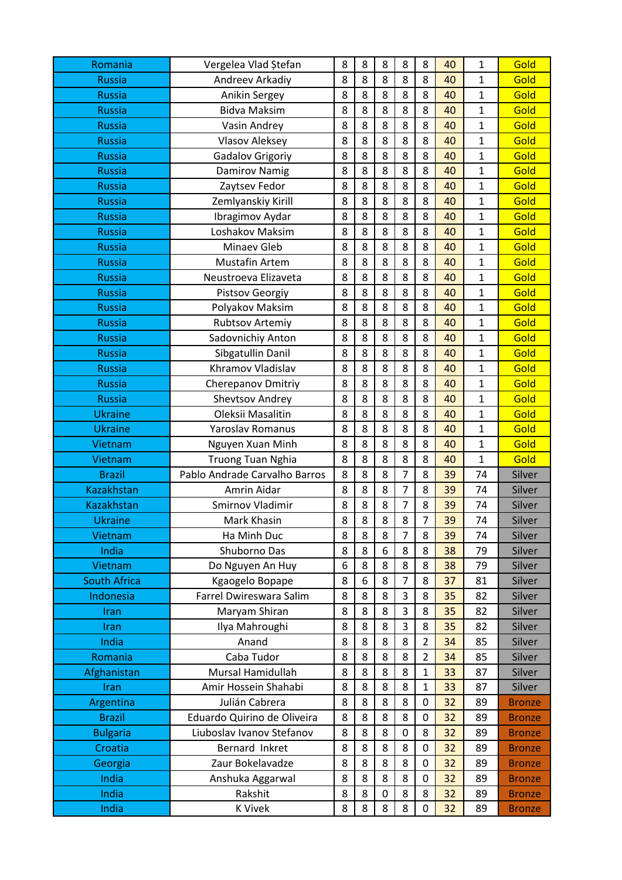| | | | | | | | | | |
|---|---|---|---|---|---|---|---|---|---|
| Romania | Vergelea Vlad Ștefan | 8 | 8 | 8 | 8 | 8 | 40 | 1 | Gold |
| Russia | Andreev Arkadiy | 8 | 8 | 8 | 8 | 8 | 40 | 1 | Gold |
| Russia | Anikin Sergey | 8 | 8 | 8 | 8 | 8 | 40 | 1 | Gold |
| Russia | Bidva Maksim | 8 | 8 | 8 | 8 | 8 | 40 | 1 | Gold |
| Russia | Vasin Andrey | 8 | 8 | 8 | 8 | 8 | 40 | 1 | Gold |
| Russia | Vlasov Aleksey | 8 | 8 | 8 | 8 | 8 | 40 | 1 | Gold |
| Russia | Gadalov Grigoriy | 8 | 8 | 8 | 8 | 8 | 40 | 1 | Gold |
| Russia | Damirov Namig | 8 | 8 | 8 | 8 | 8 | 40 | 1 | Gold |
| Russia | Zaytsev Fedor | 8 | 8 | 8 | 8 | 8 | 40 | 1 | Gold |
| Russia | Zemlyanskiy Kirill | 8 | 8 | 8 | 8 | 8 | 40 | 1 | Gold |
| Russia | Ibragimov Aydar | 8 | 8 | 8 | 8 | 8 | 40 | 1 | Gold |
| Russia | Loshakov Maksim | 8 | 8 | 8 | 8 | 8 | 40 | 1 | Gold |
| Russia | Minaev Gleb | 8 | 8 | 8 | 8 | 8 | 40 | 1 | Gold |
| Russia | Mustafin Artem | 8 | 8 | 8 | 8 | 8 | 40 | 1 | Gold |
| Russia | Neustroeva Elizaveta | 8 | 8 | 8 | 8 | 8 | 40 | 1 | Gold |
| Russia | Pistsov Georgiy | 8 | 8 | 8 | 8 | 8 | 40 | 1 | Gold |
| Russia | Polyakov Maksim | 8 | 8 | 8 | 8 | 8 | 40 | 1 | Gold |
| Russia | Rubtsov Artemiy | 8 | 8 | 8 | 8 | 8 | 40 | 1 | Gold |
| Russia | Sadovnichiy Anton | 8 | 8 | 8 | 8 | 8 | 40 | 1 | Gold |
| Russia | Sibgatullin Danil | 8 | 8 | 8 | 8 | 8 | 40 | 1 | Gold |
| Russia | Khramov Vladislav | 8 | 8 | 8 | 8 | 8 | 40 | 1 | Gold |
| Russia | Cherepanov Dmitriy | 8 | 8 | 8 | 8 | 8 | 40 | 1 | Gold |
| Russia | Shevtsov Andrey | 8 | 8 | 8 | 8 | 8 | 40 | 1 | Gold |
| Ukraine | Oleksii Masalitin | 8 | 8 | 8 | 8 | 8 | 40 | 1 | Gold |
| Ukraine | Yaroslav Romanus | 8 | 8 | 8 | 8 | 8 | 40 | 1 | Gold |
| Vietnam | Nguyen Xuan Minh | 8 | 8 | 8 | 8 | 8 | 40 | 1 | Gold |
| Vietnam | Truong Tuan Nghia | 8 | 8 | 8 | 8 | 8 | 40 | 1 | Gold |
| Brazil | Pablo Andrade Carvalho Barros | 8 | 8 | 8 | 7 | 8 | 39 | 74 | Silver |
| Kazakhstan | Amrin Aidar | 8 | 8 | 8 | 7 | 8 | 39 | 74 | Silver |
| Kazakhstan | Smirnov Vladimir | 8 | 8 | 8 | 7 | 8 | 39 | 74 | Silver |
| Ukraine | Mark Khasin | 8 | 8 | 8 | 8 | 7 | 39 | 74 | Silver |
| Vietnam | Ha Minh Duc | 8 | 8 | 8 | 7 | 8 | 39 | 74 | Silver |
| India | Shuborno Das | 8 | 8 | 6 | 8 | 8 | 38 | 79 | Silver |
| Vietnam | Do Nguyen An Huy | 6 | 8 | 8 | 8 | 8 | 38 | 79 | Silver |
| South Africa | Kgaogelo Bopape | 8 | 6 | 8 | 7 | 8 | 37 | 81 | Silver |
| Indonesia | Farrel Dwireswara Salim | 8 | 8 | 8 | 3 | 8 | 35 | 82 | Silver |
| Iran | Maryam Shiran | 8 | 8 | 8 | 3 | 8 | 35 | 82 | Silver |
| Iran | Ilya Mahroughi | 8 | 8 | 8 | 3 | 8 | 35 | 82 | Silver |
| India | Anand | 8 | 8 | 8 | 8 | 2 | 34 | 85 | Silver |
| Romania | Caba Tudor | 8 | 8 | 8 | 8 | 2 | 34 | 85 | Silver |
| Afghanistan | Mursal Hamidullah | 8 | 8 | 8 | 8 | 1 | 33 | 87 | Silver |
| Iran | Amir Hossein Shahabi | 8 | 8 | 8 | 8 | 1 | 33 | 87 | Silver |
| Argentina | Julián Cabrera | 8 | 8 | 8 | 8 | 0 | 32 | 89 | Bronze |
| Brazil | Eduardo Quirino de Oliveira | 8 | 8 | 8 | 8 | 0 | 32 | 89 | Bronze |
| Bulgaria | Liuboslav Ivanov Stefanov | 8 | 8 | 8 | 0 | 8 | 32 | 89 | Bronze |
| Croatia | Bernard Inkret | 8 | 8 | 8 | 8 | 0 | 32 | 89 | Bronze |
| Georgia | Zaur Bokelavadze | 8 | 8 | 8 | 8 | 0 | 32 | 89 | Bronze |
| India | Anshuka Aggarwal | 8 | 8 | 8 | 8 | 0 | 32 | 89 | Bronze |
| India | Rakshit | 8 | 8 | 0 | 8 | 8 | 32 | 89 | Bronze |
| India | K Vivek | 8 | 8 | 8 | 8 | 0 | 32 | 89 | Bronze |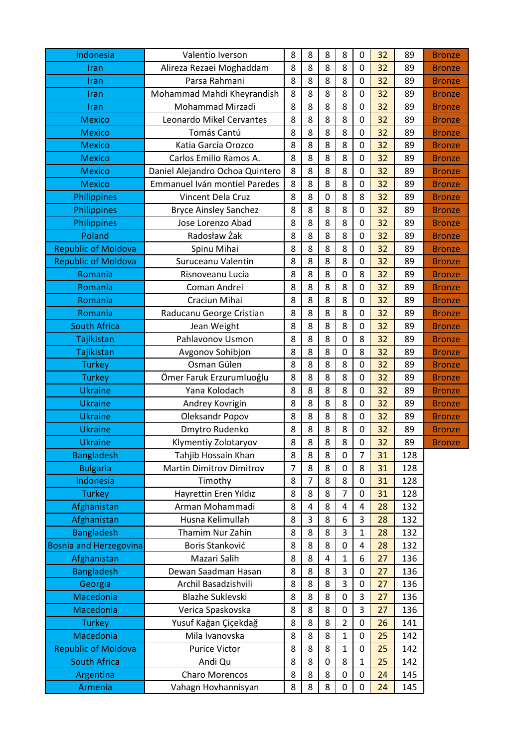| | | | | | | | | | |
|---|---|---|---|---|---|---|---|---|---|
| Indonesia | Valentio Iverson | 8 | 8 | 8 | 8 | 0 | 32 | 89 | Bronze |
| Iran | Alireza Rezaei Moghaddam | 8 | 8 | 8 | 8 | 0 | 32 | 89 | Bronze |
| Iran | Parsa Rahmani | 8 | 8 | 8 | 8 | 0 | 32 | 89 | Bronze |
| Iran | Mohammad Mahdi Kheyrandish | 8 | 8 | 8 | 8 | 0 | 32 | 89 | Bronze |
| Iran | Mohammad Mirzadi | 8 | 8 | 8 | 8 | 0 | 32 | 89 | Bronze |
| Mexico | Leonardo Mikel Cervantes | 8 | 8 | 8 | 8 | 0 | 32 | 89 | Bronze |
| Mexico | Tomás Cantú | 8 | 8 | 8 | 8 | 0 | 32 | 89 | Bronze |
| Mexico | Katia García Orozco | 8 | 8 | 8 | 8 | 0 | 32 | 89 | Bronze |
| Mexico | Carlos Emilio Ramos A. | 8 | 8 | 8 | 8 | 0 | 32 | 89 | Bronze |
| Mexico | Daniel Alejandro Ochoa Quintero | 8 | 8 | 8 | 8 | 0 | 32 | 89 | Bronze |
| Mexico | Emmanuel Iván montiel Paredes | 8 | 8 | 8 | 8 | 0 | 32 | 89 | Bronze |
| Philippines | Vincent Dela Cruz | 8 | 8 | 0 | 8 | 8 | 32 | 89 | Bronze |
| Philippines | Bryce Ainsley Sanchez | 8 | 8 | 8 | 8 | 0 | 32 | 89 | Bronze |
| Philippines | Jose Lorenzo Abad | 8 | 8 | 8 | 8 | 0 | 32 | 89 | Bronze |
| Poland | Radosław Żak | 8 | 8 | 8 | 8 | 0 | 32 | 89 | Bronze |
| Republic of Moldova | Spinu Mihai | 8 | 8 | 8 | 8 | 0 | 32 | 89 | Bronze |
| Republic of Moldova | Suruceanu Valentin | 8 | 8 | 8 | 8 | 0 | 32 | 89 | Bronze |
| Romania | Risnoveanu Lucia | 8 | 8 | 8 | 0 | 8 | 32 | 89 | Bronze |
| Romania | Coman Andrei | 8 | 8 | 8 | 8 | 0 | 32 | 89 | Bronze |
| Romania | Craciun Mihai | 8 | 8 | 8 | 8 | 0 | 32 | 89 | Bronze |
| Romania | Raducanu George Cristian | 8 | 8 | 8 | 8 | 0 | 32 | 89 | Bronze |
| South Africa | Jean Weight | 8 | 8 | 8 | 8 | 0 | 32 | 89 | Bronze |
| Tajikistan | Pahlavonov Usmon | 8 | 8 | 8 | 0 | 8 | 32 | 89 | Bronze |
| Tajikistan | Avgonov Sohibjon | 8 | 8 | 8 | 0 | 8 | 32 | 89 | Bronze |
| Turkey | Osman Gülen | 8 | 8 | 8 | 8 | 0 | 32 | 89 | Bronze |
| Turkey | Ömer Faruk Erzurumluoğlu | 8 | 8 | 8 | 8 | 0 | 32 | 89 | Bronze |
| Ukraine | Yana Kolodach | 8 | 8 | 8 | 8 | 0 | 32 | 89 | Bronze |
| Ukraine | Andrey Kovrigin | 8 | 8 | 8 | 8 | 0 | 32 | 89 | Bronze |
| Ukraine | Oleksandr Popov | 8 | 8 | 8 | 8 | 0 | 32 | 89 | Bronze |
| Ukraine | Dmytro Rudenko | 8 | 8 | 8 | 8 | 0 | 32 | 89 | Bronze |
| Ukraine | Klymentiy Zolotaryov | 8 | 8 | 8 | 8 | 0 | 32 | 89 | Bronze |
| Bangladesh | Tahjib Hossain Khan | 8 | 8 | 8 | 0 | 7 | 31 | 128 | |
| Bulgaria | Martin Dimitrov Dimitrov | 7 | 8 | 8 | 0 | 8 | 31 | 128 | |
| Indonesia | Timothy | 8 | 7 | 8 | 8 | 0 | 31 | 128 | |
| Turkey | Hayrettin Eren Yıldız | 8 | 8 | 8 | 7 | 0 | 31 | 128 | |
| Afghanistan | Arman Mohammadi | 8 | 4 | 8 | 4 | 4 | 28 | 132 | |
| Afghanistan | Husna Kelimullah | 8 | 3 | 8 | 6 | 3 | 28 | 132 | |
| Bangladesh | Thamim Nur Zahin | 8 | 8 | 8 | 3 | 1 | 28 | 132 | |
| Bosnia and Herzegovina | Boris Stanković | 8 | 8 | 8 | 0 | 4 | 28 | 132 | |
| Afghanistan | Mazari Salih | 8 | 8 | 4 | 1 | 6 | 27 | 136 | |
| Bangladesh | Dewan Saadman Hasan | 8 | 8 | 8 | 3 | 0 | 27 | 136 | |
| Georgia | Archil Basadzishvili | 8 | 8 | 8 | 3 | 0 | 27 | 136 | |
| Macedonia | Blazhe Suklevski | 8 | 8 | 8 | 0 | 3 | 27 | 136 | |
| Macedonia | Verica Spaskovska | 8 | 8 | 8 | 0 | 3 | 27 | 136 | |
| Turkey | Yusuf Kağan Çiçekdağ | 8 | 8 | 8 | 2 | 0 | 26 | 141 | |
| Macedonia | Mila Ivanovska | 8 | 8 | 8 | 1 | 0 | 25 | 142 | |
| Republic of Moldova | Purice Victor | 8 | 8 | 8 | 1 | 0 | 25 | 142 | |
| South Africa | Andi Qu | 8 | 8 | 0 | 8 | 1 | 25 | 142 | |
| Argentina | Charo Morencos | 8 | 8 | 8 | 0 | 0 | 24 | 145 | |
| Armenia | Vahagn Hovhannisyan | 8 | 8 | 8 | 0 | 0 | 24 | 145 | |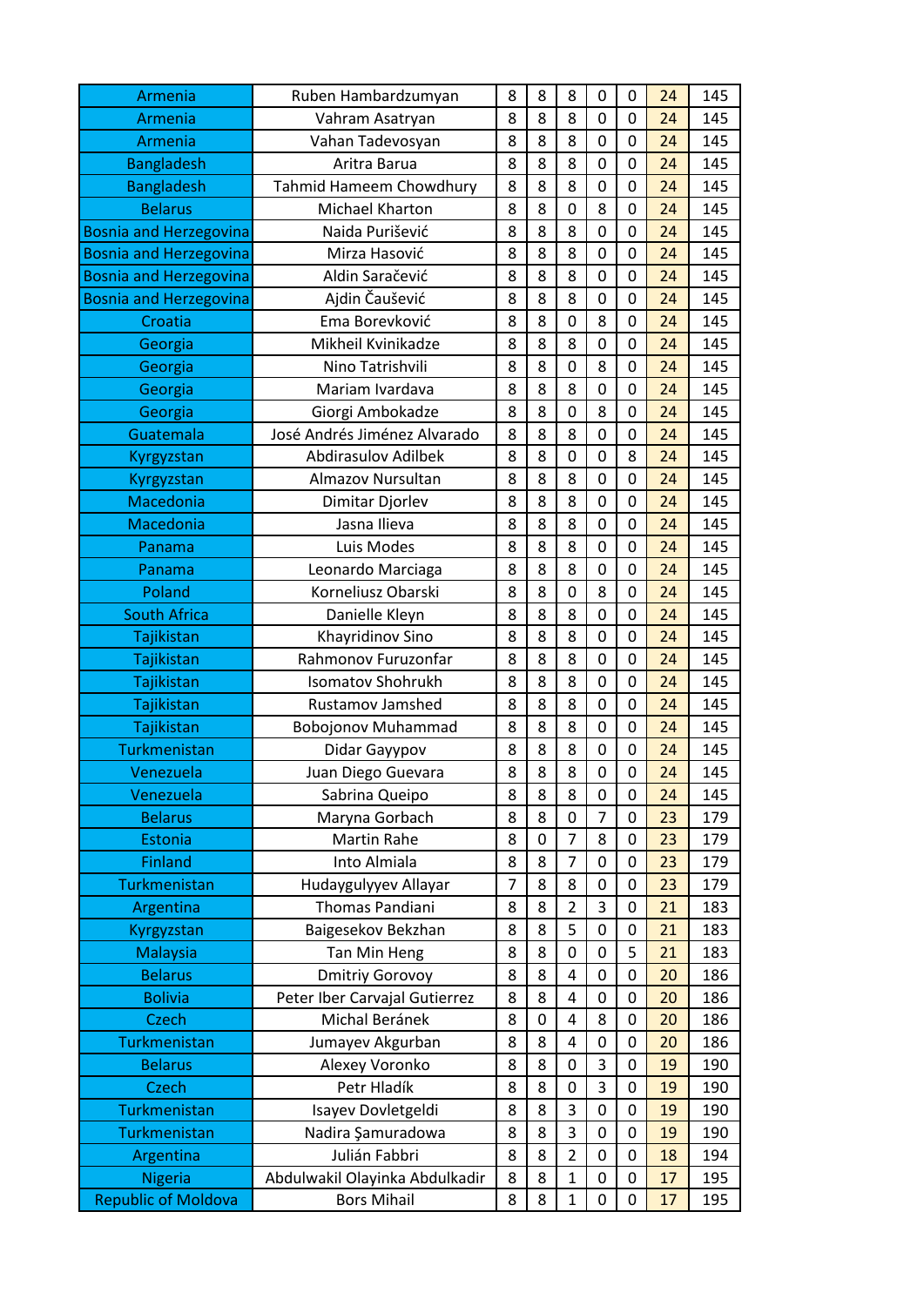| | | | | | | | | |
|---|---|---|---|---|---|---|---|---|
| Armenia | Ruben Hambardzumyan | 8 | 8 | 8 | 0 | 0 | 24 | 145 |
| Armenia | Vahram Asatryan | 8 | 8 | 8 | 0 | 0 | 24 | 145 |
| Armenia | Vahan Tadevosyan | 8 | 8 | 8 | 0 | 0 | 24 | 145 |
| Bangladesh | Aritra Barua | 8 | 8 | 8 | 0 | 0 | 24 | 145 |
| Bangladesh | Tahmid Hameem Chowdhury | 8 | 8 | 8 | 0 | 0 | 24 | 145 |
| Belarus | Michael Kharton | 8 | 8 | 0 | 8 | 0 | 24 | 145 |
| Bosnia and Herzegovina | Naida Purišević | 8 | 8 | 8 | 0 | 0 | 24 | 145 |
| Bosnia and Herzegovina | Mirza Hasović | 8 | 8 | 8 | 0 | 0 | 24 | 145 |
| Bosnia and Herzegovina | Aldin Saračević | 8 | 8 | 8 | 0 | 0 | 24 | 145 |
| Bosnia and Herzegovina | Ajdin Čaušević | 8 | 8 | 8 | 0 | 0 | 24 | 145 |
| Croatia | Ema Borevković | 8 | 8 | 0 | 8 | 0 | 24 | 145 |
| Georgia | Mikheil Kvinikadze | 8 | 8 | 8 | 0 | 0 | 24 | 145 |
| Georgia | Nino Tatrishvili | 8 | 8 | 0 | 8 | 0 | 24 | 145 |
| Georgia | Mariam Ivardava | 8 | 8 | 8 | 0 | 0 | 24 | 145 |
| Georgia | Giorgi Ambokadze | 8 | 8 | 0 | 8 | 0 | 24 | 145 |
| Guatemala | José Andrés Jiménez Alvarado | 8 | 8 | 8 | 0 | 0 | 24 | 145 |
| Kyrgyzstan | Abdirasulov Adilbek | 8 | 8 | 0 | 0 | 8 | 24 | 145 |
| Kyrgyzstan | Almazov Nursultan | 8 | 8 | 8 | 0 | 0 | 24 | 145 |
| Macedonia | Dimitar Djorlev | 8 | 8 | 8 | 0 | 0 | 24 | 145 |
| Macedonia | Jasna Ilieva | 8 | 8 | 8 | 0 | 0 | 24 | 145 |
| Panama | Luis Modes | 8 | 8 | 8 | 0 | 0 | 24 | 145 |
| Panama | Leonardo Marciaga | 8 | 8 | 8 | 0 | 0 | 24 | 145 |
| Poland | Korneliusz Obarski | 8 | 8 | 0 | 8 | 0 | 24 | 145 |
| South Africa | Danielle Kleyn | 8 | 8 | 8 | 0 | 0 | 24 | 145 |
| Tajikistan | Khayridinov Sino | 8 | 8 | 8 | 0 | 0 | 24 | 145 |
| Tajikistan | Rahmonov Furuzonfar | 8 | 8 | 8 | 0 | 0 | 24 | 145 |
| Tajikistan | Isomatov Shohrukh | 8 | 8 | 8 | 0 | 0 | 24 | 145 |
| Tajikistan | Rustamov Jamshed | 8 | 8 | 8 | 0 | 0 | 24 | 145 |
| Tajikistan | Bobojonov Muhammad | 8 | 8 | 8 | 0 | 0 | 24 | 145 |
| Turkmenistan | Didar Gayypov | 8 | 8 | 8 | 0 | 0 | 24 | 145 |
| Venezuela | Juan Diego Guevara | 8 | 8 | 8 | 0 | 0 | 24 | 145 |
| Venezuela | Sabrina Queipo | 8 | 8 | 8 | 0 | 0 | 24 | 145 |
| Belarus | Maryna Gorbach | 8 | 8 | 0 | 7 | 0 | 23 | 179 |
| Estonia | Martin Rahe | 8 | 0 | 7 | 8 | 0 | 23 | 179 |
| Finland | Into Almiala | 8 | 8 | 7 | 0 | 0 | 23 | 179 |
| Turkmenistan | Hudaygulyyev Allayar | 7 | 8 | 8 | 0 | 0 | 23 | 179 |
| Argentina | Thomas Pandiani | 8 | 8 | 2 | 3 | 0 | 21 | 183 |
| Kyrgyzstan | Baigesekov Bekzhan | 8 | 8 | 5 | 0 | 0 | 21 | 183 |
| Malaysia | Tan Min Heng | 8 | 8 | 0 | 0 | 5 | 21 | 183 |
| Belarus | Dmitriy Gorovoy | 8 | 8 | 4 | 0 | 0 | 20 | 186 |
| Bolivia | Peter Iber Carvajal Gutierrez | 8 | 8 | 4 | 0 | 0 | 20 | 186 |
| Czech | Michal Beránek | 8 | 0 | 4 | 8 | 0 | 20 | 186 |
| Turkmenistan | Jumayev Akgurban | 8 | 8 | 4 | 0 | 0 | 20 | 186 |
| Belarus | Alexey Voronko | 8 | 8 | 0 | 3 | 0 | 19 | 190 |
| Czech | Petr Hladík | 8 | 8 | 0 | 3 | 0 | 19 | 190 |
| Turkmenistan | Isayev Dovletgeldi | 8 | 8 | 3 | 0 | 0 | 19 | 190 |
| Turkmenistan | Nadira Şamuradowa | 8 | 8 | 3 | 0 | 0 | 19 | 190 |
| Argentina | Julián Fabbri | 8 | 8 | 2 | 0 | 0 | 18 | 194 |
| Nigeria | Abdulwakil Olayinka Abdulkadir | 8 | 8 | 1 | 0 | 0 | 17 | 195 |
| Republic of Moldova | Bors Mihail | 8 | 8 | 1 | 0 | 0 | 17 | 195 |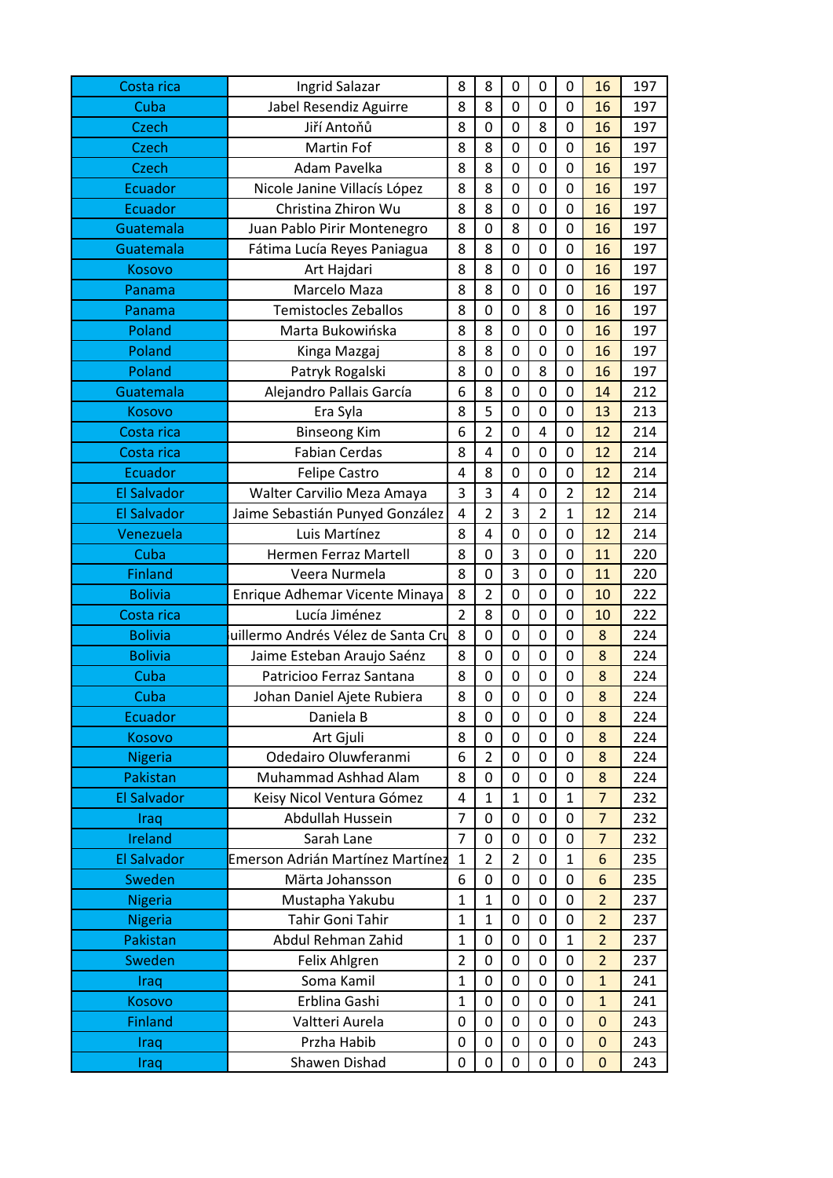| | | | | | | | | |
|---|---|---|---|---|---|---|---|---|
| Costa rica | Ingrid Salazar | 8 | 8 | 0 | 0 | 0 | 16 | 197 |
| Cuba | Jabel Resendiz Aguirre | 8 | 8 | 0 | 0 | 0 | 16 | 197 |
| Czech | Jiří Antoňů | 8 | 0 | 0 | 8 | 0 | 16 | 197 |
| Czech | Martin Fof | 8 | 8 | 0 | 0 | 0 | 16 | 197 |
| Czech | Adam Pavelka | 8 | 8 | 0 | 0 | 0 | 16 | 197 |
| Ecuador | Nicole Janine Villacís López | 8 | 8 | 0 | 0 | 0 | 16 | 197 |
| Ecuador | Christina Zhiron Wu | 8 | 8 | 0 | 0 | 0 | 16 | 197 |
| Guatemala | Juan Pablo Pirir Montenegro | 8 | 0 | 8 | 0 | 0 | 16 | 197 |
| Guatemala | Fátima Lucía Reyes Paniagua | 8 | 8 | 0 | 0 | 0 | 16 | 197 |
| Kosovo | Art Hajdari | 8 | 8 | 0 | 0 | 0 | 16 | 197 |
| Panama | Marcelo Maza | 8 | 8 | 0 | 0 | 0 | 16 | 197 |
| Panama | Temistocles Zeballos | 8 | 0 | 0 | 8 | 0 | 16 | 197 |
| Poland | Marta Bukowińska | 8 | 8 | 0 | 0 | 0 | 16 | 197 |
| Poland | Kinga Mazgaj | 8 | 8 | 0 | 0 | 0 | 16 | 197 |
| Poland | Patryk Rogalski | 8 | 0 | 0 | 8 | 0 | 16 | 197 |
| Guatemala | Alejandro Pallais García | 6 | 8 | 0 | 0 | 0 | 14 | 212 |
| Kosovo | Era Syla | 8 | 5 | 0 | 0 | 0 | 13 | 213 |
| Costa rica | Binseong Kim | 6 | 2 | 0 | 4 | 0 | 12 | 214 |
| Costa rica | Fabian Cerdas | 8 | 4 | 0 | 0 | 0 | 12 | 214 |
| Ecuador | Felipe Castro | 4 | 8 | 0 | 0 | 0 | 12 | 214 |
| El Salvador | Walter Carvilio Meza Amaya | 3 | 3 | 4 | 0 | 2 | 12 | 214 |
| El Salvador | Jaime Sebastián Punyed González | 4 | 2 | 3 | 2 | 1 | 12 | 214 |
| Venezuela | Luis Martínez | 8 | 4 | 0 | 0 | 0 | 12 | 214 |
| Cuba | Hermen Ferraz Martell | 8 | 0 | 3 | 0 | 0 | 11 | 220 |
| Finland | Veera Nurmela | 8 | 0 | 3 | 0 | 0 | 11 | 220 |
| Bolivia | Enrique Adhemar Vicente Minaya | 8 | 2 | 0 | 0 | 0 | 10 | 222 |
| Costa rica | Lucía Jiménez | 2 | 8 | 0 | 0 | 0 | 10 | 222 |
| Bolivia | uillermo Andrés Vélez de Santa Cru | 8 | 0 | 0 | 0 | 0 | 8 | 224 |
| Bolivia | Jaime Esteban Araujo Saénz | 8 | 0 | 0 | 0 | 0 | 8 | 224 |
| Cuba | Patricioo Ferraz Santana | 8 | 0 | 0 | 0 | 0 | 8 | 224 |
| Cuba | Johan Daniel Ajete Rubiera | 8 | 0 | 0 | 0 | 0 | 8 | 224 |
| Ecuador | Daniela B | 8 | 0 | 0 | 0 | 0 | 8 | 224 |
| Kosovo | Art Gjuli | 8 | 0 | 0 | 0 | 0 | 8 | 224 |
| Nigeria | Odedairo Oluwferanmi | 6 | 2 | 0 | 0 | 0 | 8 | 224 |
| Pakistan | Muhammad Ashhad Alam | 8 | 0 | 0 | 0 | 0 | 8 | 224 |
| El Salvador | Keisy Nicol Ventura Gómez | 4 | 1 | 1 | 0 | 1 | 7 | 232 |
| Iraq | Abdullah Hussein | 7 | 0 | 0 | 0 | 0 | 7 | 232 |
| Ireland | Sarah Lane | 7 | 0 | 0 | 0 | 0 | 7 | 232 |
| El Salvador | Emerson Adrián Martínez Martínez | 1 | 2 | 2 | 0 | 1 | 6 | 235 |
| Sweden | Märta Johansson | 6 | 0 | 0 | 0 | 0 | 6 | 235 |
| Nigeria | Mustapha Yakubu | 1 | 1 | 0 | 0 | 0 | 2 | 237 |
| Nigeria | Tahir Goni Tahir | 1 | 1 | 0 | 0 | 0 | 2 | 237 |
| Pakistan | Abdul Rehman Zahid | 1 | 0 | 0 | 0 | 1 | 2 | 237 |
| Sweden | Felix Ahlgren | 2 | 0 | 0 | 0 | 0 | 2 | 237 |
| Iraq | Soma Kamil | 1 | 0 | 0 | 0 | 0 | 1 | 241 |
| Kosovo | Erblina Gashi | 1 | 0 | 0 | 0 | 0 | 1 | 241 |
| Finland | Valtteri Aurela | 0 | 0 | 0 | 0 | 0 | 0 | 243 |
| Iraq | Przha Habib | 0 | 0 | 0 | 0 | 0 | 0 | 243 |
| Iraq | Shawen Dishad | 0 | 0 | 0 | 0 | 0 | 0 | 243 |